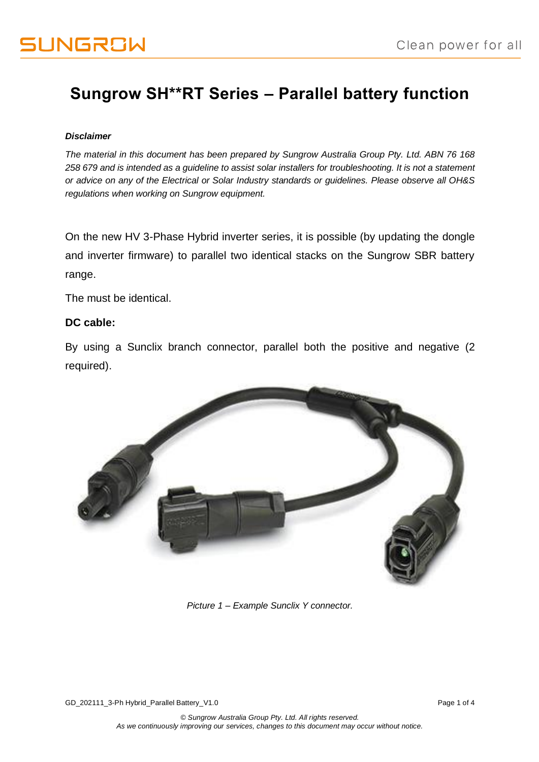# Sungrow SH**RT Series – Parallel battery function

***Disclaimer***

*The material in this document has been prepared by Sungrow Australia Group Pty. Ltd. ABN 76 168 258 679 and is intended as a guideline to assist solar installers for troubleshooting. It is not a statement or advice on any of the Electrical or Solar Industry standards or guidelines. Please observe all OH&S regulations when working on Sungrow equipment.*

On the new HV 3-Phase Hybrid inverter series, it is possible (by updating the dongle and inverter firmware) to parallel two identical stacks on the Sungrow SBR battery range.

The must be identical.

**DC cable:**

By using a Sunclix branch connector, parallel both the positive and negative (2 required).

*Picture 1 – Example Sunclix Y connector.*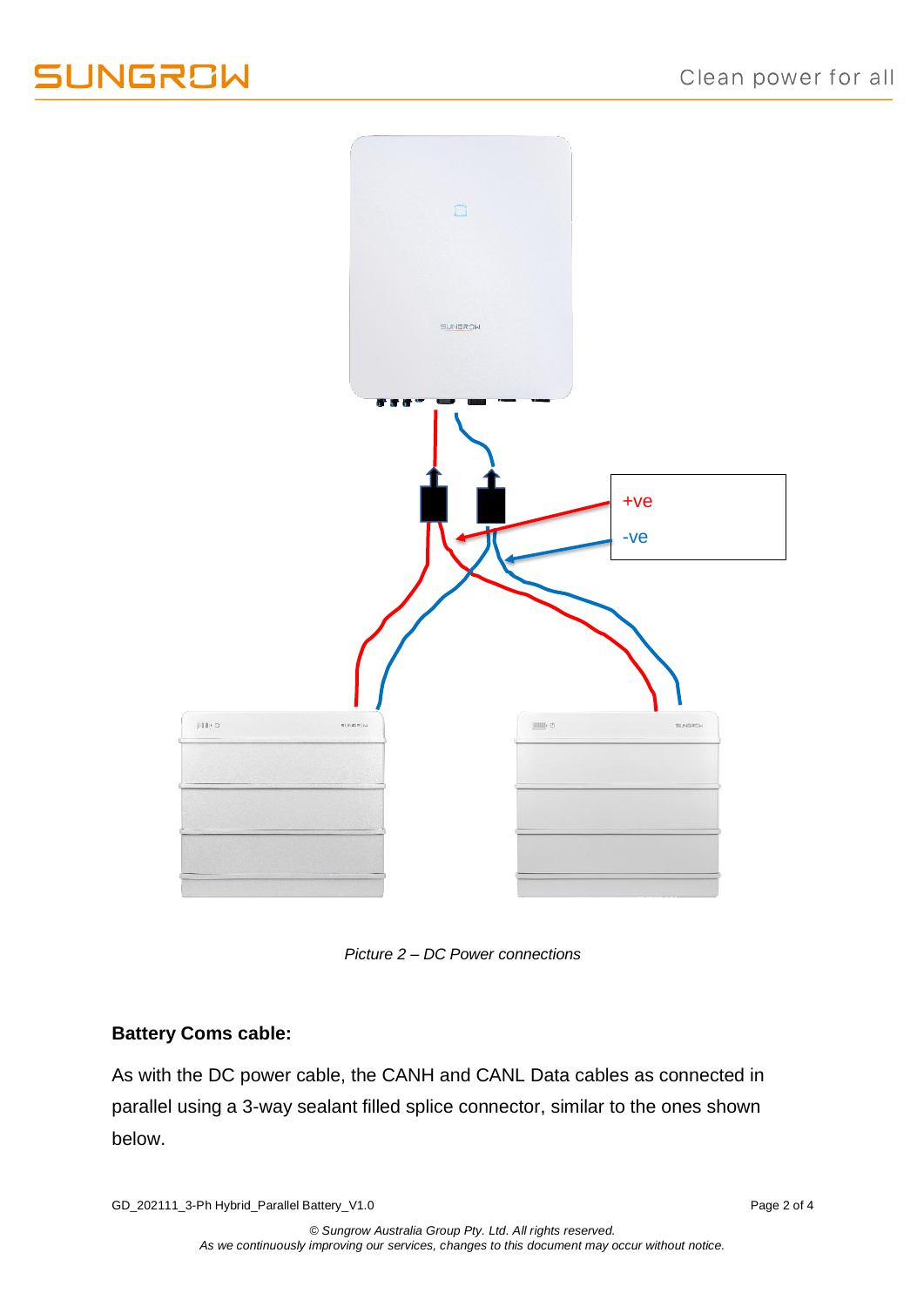Picture 2 – DC Power connections

**Battery Coms cable:**

As with the DC power cable, the CANH and CANL Data cables as connected in parallel using a 3-way sealant filled splice connector, similar to the ones shown below.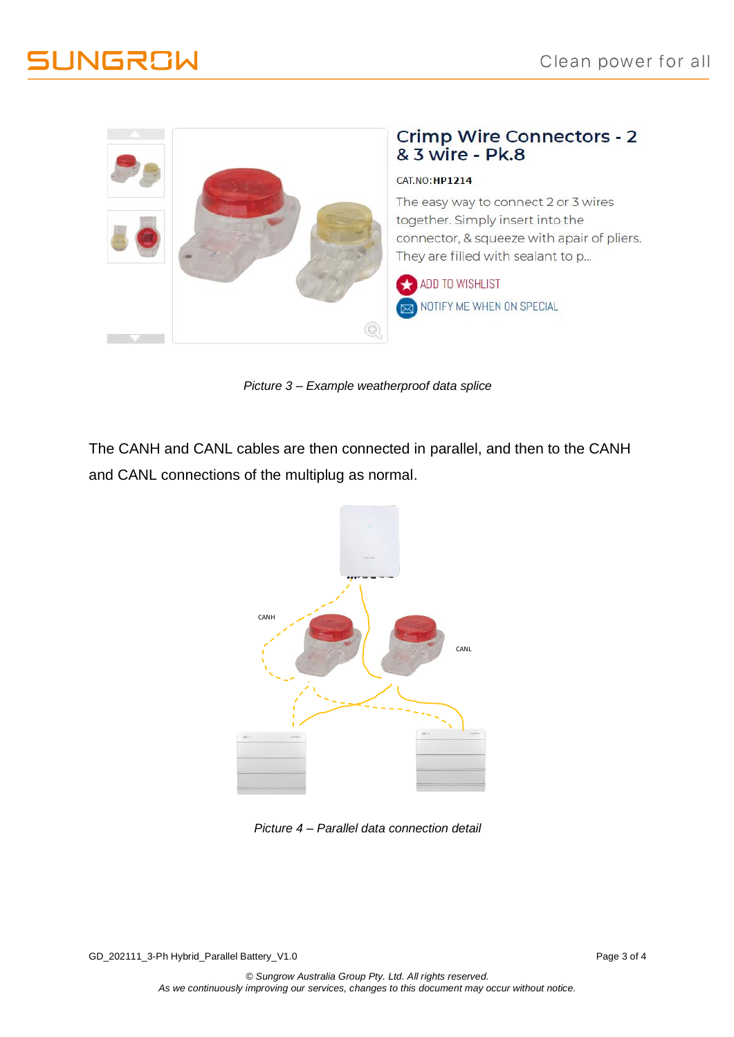*Picture 3 – Example weatherproof data splice*

The CANH and CANL cables are then connected in parallel, and then to the CANH and CANL connections of the multiplug as normal.

*Picture 4 – Parallel data connection detail*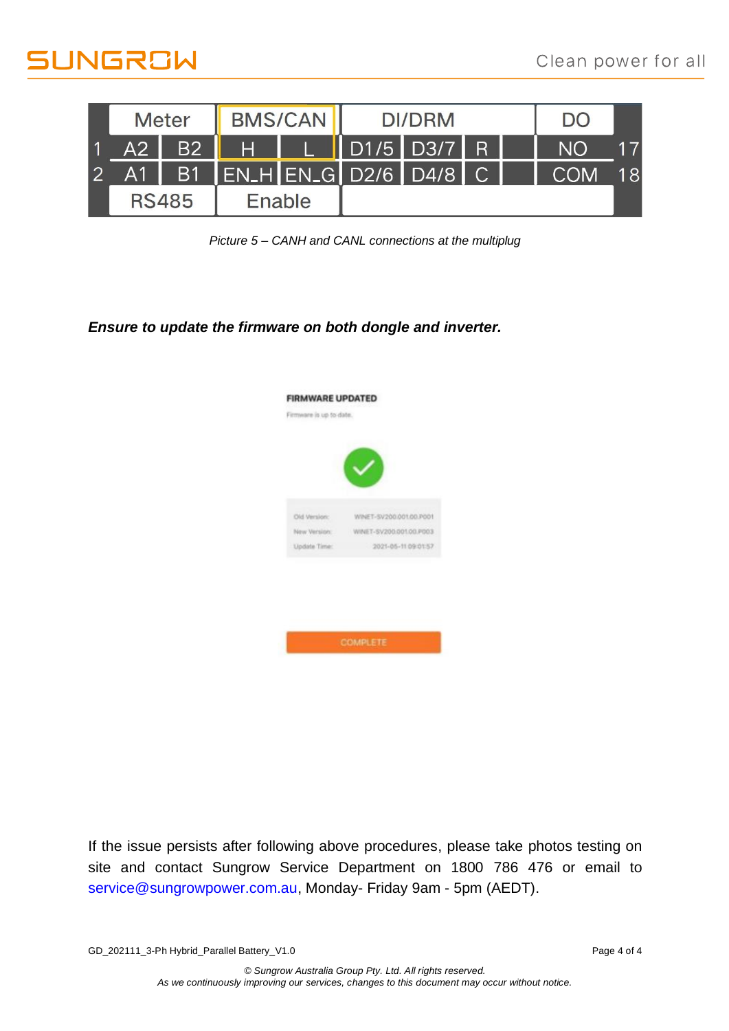| | Meter | | BMS/CAN | | DI/DRM | | | | DO | |
|---|---|---|---|---|---|---|---|---|---|---|
| 1 | A2 | B2 | H | L | D1/5 | D3/7 | R | | NO | 17 |
| 2 | A1 | B1 | EN_H | EN_G | D2/6 | D4/8 | C | | COM | 18 |
| | RS485 | | Enable | | | | | | | |

*Picture 5 – CANH and CANL connections at the multiplug*

***Ensure to update the firmware on both dongle and inverter.***

FIRMWARE UPDATED

Firmware is up to date.

| | |
|---|---|
| Old Version: | WINET-SV200.001.00.P001 |
| New Version: | WINET-SV200.001.00.P003 |
| Update Time: | 2021-05-11 09:01:57 |

COMPLETE

If the issue persists after following above procedures, please take photos testing on site and contact Sungrow Service Department on 1800 786 476 or email to service@sungrowpower.com.au, Monday- Friday 9am - 5pm (AEDT).